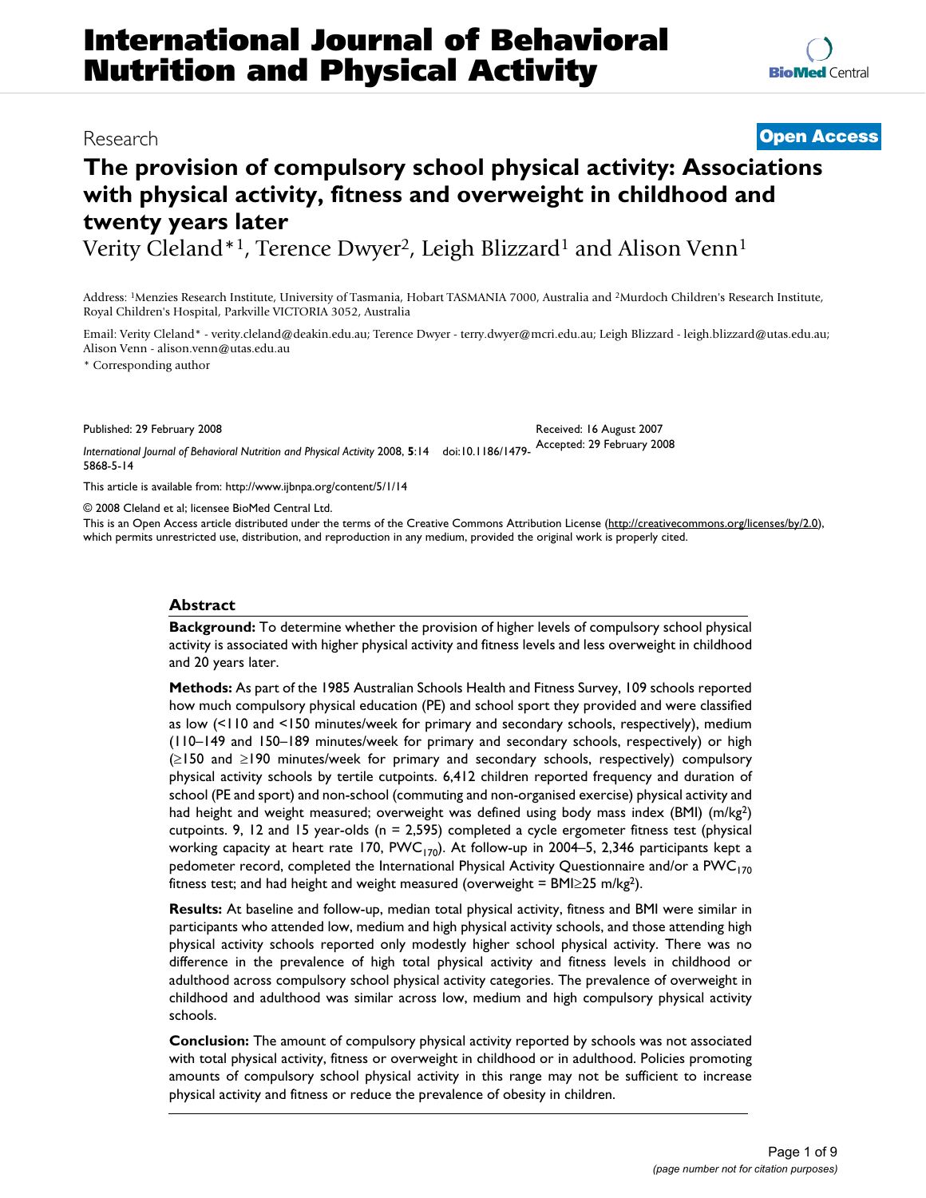Research

**Open Access**

# The provision of compulsory school physical activity: Associations with physical activity, fitness and overweight in childhood and twenty years later

Verity Cleland*[1], Terence Dwyer[2], Leigh Blizzard[1] and Alison Venn[1]

Address: [1]Menzies Research Institute, University of Tasmania, Hobart TASMANIA 7000, Australia and [2]Murdoch Children's Research Institute, Royal Children's Hospital, Parkville VICTORIA 3052, Australia

Email: Verity Cleland* - verity.cleland@deakin.edu.au; Terence Dwyer - terry.dwyer@mcri.edu.au; Leigh Blizzard - leigh.blizzard@utas.edu.au; Alison Venn - alison.venn@utas.edu.au

* Corresponding author

Published: 29 February 2008

*International Journal of Behavioral Nutrition and Physical Activity* 2008, **5**:14 doi:10.1186/1479-5868-5-14

Received: 16 August 2007
Accepted: 29 February 2008

This article is available from: http://www.ijbnpa.org/content/5/1/14

© 2008 Cleland et al; licensee BioMed Central Ltd.

This is an Open Access article distributed under the terms of the Creative Commons Attribution License (http://creativecommons.org/licenses/by/2.0), which permits unrestricted use, distribution, and reproduction in any medium, provided the original work is properly cited.

## Abstract

**Background:** To determine whether the provision of higher levels of compulsory school physical activity is associated with higher physical activity and fitness levels and less overweight in childhood and 20 years later.

**Methods:** As part of the 1985 Australian Schools Health and Fitness Survey, 109 schools reported how much compulsory physical education (PE) and school sport they provided and were classified as low (<110 and <150 minutes/week for primary and secondary schools, respectively), medium (110–149 and 150–189 minutes/week for primary and secondary schools, respectively) or high (≥150 and ≥190 minutes/week for primary and secondary schools, respectively) compulsory physical activity schools by tertile cutpoints. 6,412 children reported frequency and duration of school (PE and sport) and non-school (commuting and non-organised exercise) physical activity and had height and weight measured; overweight was defined using body mass index (BMI) (m/kg$^2$) cutpoints. 9, 12 and 15 year-olds (n = 2,595) completed a cycle ergometer fitness test (physical working capacity at heart rate 170, $PWC_{170}$). At follow-up in 2004–5, 2,346 participants kept a pedometer record, completed the International Physical Activity Questionnaire and/or a $PWC_{170}$ fitness test; and had height and weight measured (overweight = BMI≥25 m/kg$^2$).

**Results:** At baseline and follow-up, median total physical activity, fitness and BMI were similar in participants who attended low, medium and high physical activity schools, and those attending high physical activity schools reported only modestly higher school physical activity. There was no difference in the prevalence of high total physical activity and fitness levels in childhood or adulthood across compulsory school physical activity categories. The prevalence of overweight in childhood and adulthood was similar across low, medium and high compulsory physical activity schools.

**Conclusion:** The amount of compulsory physical activity reported by schools was not associated with total physical activity, fitness or overweight in childhood or in adulthood. Policies promoting amounts of compulsory school physical activity in this range may not be sufficient to increase physical activity and fitness or reduce the prevalence of obesity in children.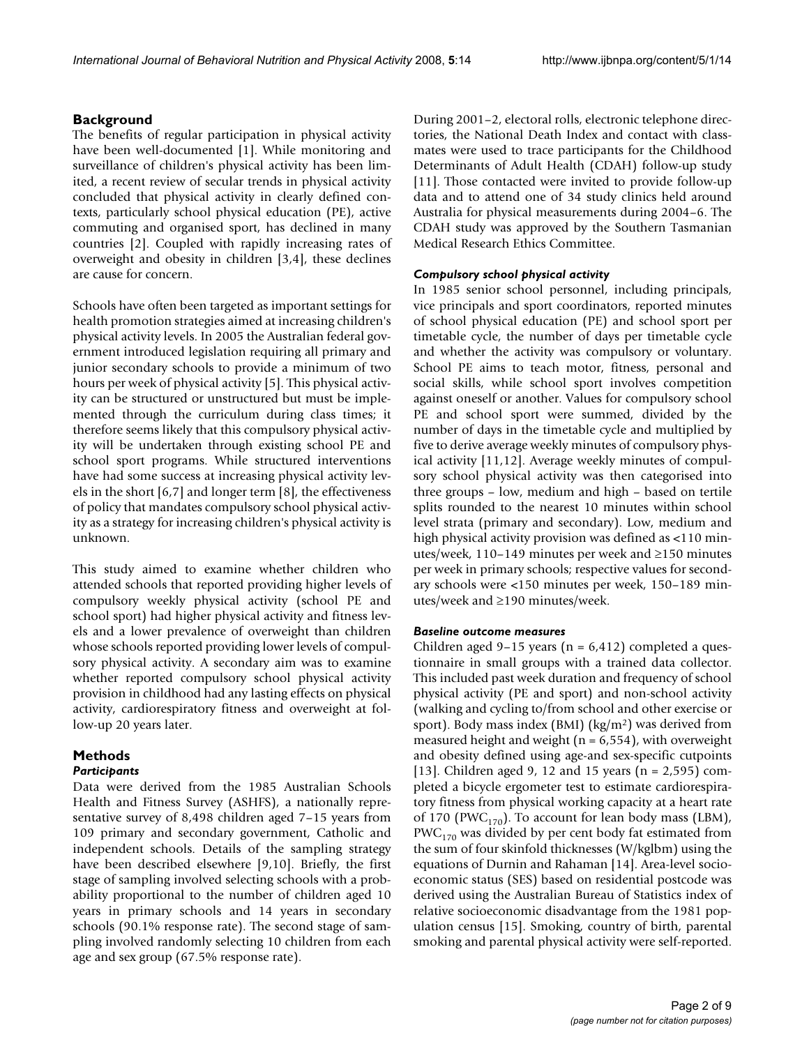## Background

The benefits of regular participation in physical activity have been well-documented [1]. While monitoring and surveillance of children's physical activity has been limited, a recent review of secular trends in physical activity concluded that physical activity in clearly defined contexts, particularly school physical education (PE), active commuting and organised sport, has declined in many countries [2]. Coupled with rapidly increasing rates of overweight and obesity in children [3,4], these declines are cause for concern.

Schools have often been targeted as important settings for health promotion strategies aimed at increasing children's physical activity levels. In 2005 the Australian federal government introduced legislation requiring all primary and junior secondary schools to provide a minimum of two hours per week of physical activity [5]. This physical activity can be structured or unstructured but must be implemented through the curriculum during class times; it therefore seems likely that this compulsory physical activity will be undertaken through existing school PE and school sport programs. While structured interventions have had some success at increasing physical activity levels in the short [6,7] and longer term [8], the effectiveness of policy that mandates compulsory school physical activity as a strategy for increasing children's physical activity is unknown.

This study aimed to examine whether children who attended schools that reported providing higher levels of compulsory weekly physical activity (school PE and school sport) had higher physical activity and fitness levels and a lower prevalence of overweight than children whose schools reported providing lower levels of compulsory physical activity. A secondary aim was to examine whether reported compulsory school physical activity provision in childhood had any lasting effects on physical activity, cardiorespiratory fitness and overweight at follow-up 20 years later.

## Methods

### *Participants*

Data were derived from the 1985 Australian Schools Health and Fitness Survey (ASHFS), a nationally representative survey of 8,498 children aged 7–15 years from 109 primary and secondary government, Catholic and independent schools. Details of the sampling strategy have been described elsewhere [9,10]. Briefly, the first stage of sampling involved selecting schools with a probability proportional to the number of children aged 10 years in primary schools and 14 years in secondary schools (90.1% response rate). The second stage of sampling involved randomly selecting 10 children from each age and sex group (67.5% response rate).

During 2001–2, electoral rolls, electronic telephone directories, the National Death Index and contact with classmates were used to trace participants for the Childhood Determinants of Adult Health (CDAH) follow-up study [11]. Those contacted were invited to provide follow-up data and to attend one of 34 study clinics held around Australia for physical measurements during 2004–6. The CDAH study was approved by the Southern Tasmanian Medical Research Ethics Committee.

### *Compulsory school physical activity*

In 1985 senior school personnel, including principals, vice principals and sport coordinators, reported minutes of school physical education (PE) and school sport per timetable cycle, the number of days per timetable cycle and whether the activity was compulsory or voluntary. School PE aims to teach motor, fitness, personal and social skills, while school sport involves competition against oneself or another. Values for compulsory school PE and school sport were summed, divided by the number of days in the timetable cycle and multiplied by five to derive average weekly minutes of compulsory physical activity [11,12]. Average weekly minutes of compulsory school physical activity was then categorised into three groups – low, medium and high – based on tertile splits rounded to the nearest 10 minutes within school level strata (primary and secondary). Low, medium and high physical activity provision was defined as <110 minutes/week, 110–149 minutes per week and ≥150 minutes per week in primary schools; respective values for secondary schools were <150 minutes per week, 150–189 minutes/week and ≥190 minutes/week.

### *Baseline outcome measures*

Children aged 9–15 years (n = 6,412) completed a questionnaire in small groups with a trained data collector. This included past week duration and frequency of school physical activity (PE and sport) and non-school activity (walking and cycling to/from school and other exercise or sport). Body mass index (BMI) ($kg/m^2$) was derived from measured height and weight (n = 6,554), with overweight and obesity defined using age-and sex-specific cutpoints [13]. Children aged 9, 12 and 15 years (n = 2,595) completed a bicycle ergometer test to estimate cardiorespiratory fitness from physical working capacity at a heart rate of 170 ($PWC_{170}$). To account for lean body mass (LBM), $PWC_{170}$ was divided by per cent body fat estimated from the sum of four skinfold thicknesses (W/kglbm) using the equations of Durnin and Rahaman [14]. Area-level socioeconomic status (SES) based on residential postcode was derived using the Australian Bureau of Statistics index of relative socioeconomic disadvantage from the 1981 population census [15]. Smoking, country of birth, parental smoking and parental physical activity were self-reported.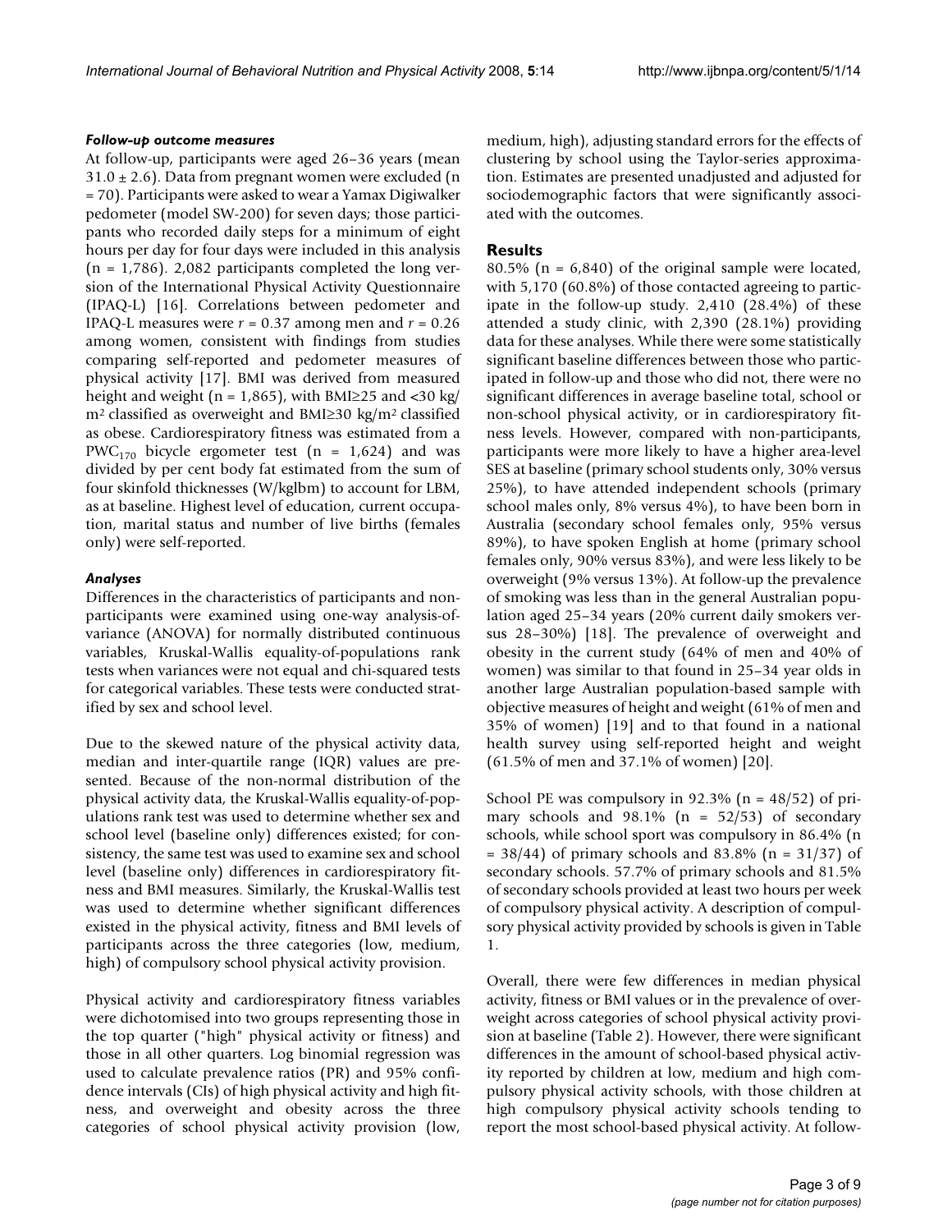#### *Follow-up outcome measures*

At follow-up, participants were aged 26–36 years (mean 31.0 ± 2.6). Data from pregnant women were excluded (n = 70). Participants were asked to wear a Yamax Digiwalker pedometer (model SW-200) for seven days; those participants who recorded daily steps for a minimum of eight hours per day for four days were included in this analysis (n = 1,786). 2,082 participants completed the long version of the International Physical Activity Questionnaire (IPAQ-L) [16]. Correlations between pedometer and IPAQ-L measures were $r = 0.37$ among men and $r = 0.26$ among women, consistent with findings from studies comparing self-reported and pedometer measures of physical activity [17]. BMI was derived from measured height and weight (n = 1,865), with BMI≥25 and <30 kg/m² classified as overweight and BMI≥30 kg/m² classified as obese. Cardiorespiratory fitness was estimated from a $PWC_{170}$ bicycle ergometer test (n = 1,624) and was divided by per cent body fat estimated from the sum of four skinfold thicknesses (W/kglbm) to account for LBM, as at baseline. Highest level of education, current occupation, marital status and number of live births (females only) were self-reported.

#### *Analyses*

Differences in the characteristics of participants and non-participants were examined using one-way analysis-of-variance (ANOVA) for normally distributed continuous variables, Kruskal-Wallis equality-of-populations rank tests when variances were not equal and chi-squared tests for categorical variables. These tests were conducted stratified by sex and school level.

Due to the skewed nature of the physical activity data, median and inter-quartile range (IQR) values are presented. Because of the non-normal distribution of the physical activity data, the Kruskal-Wallis equality-of-populations rank test was used to determine whether sex and school level (baseline only) differences existed; for consistency, the same test was used to examine sex and school level (baseline only) differences in cardiorespiratory fitness and BMI measures. Similarly, the Kruskal-Wallis test was used to determine whether significant differences existed in the physical activity, fitness and BMI levels of participants across the three categories (low, medium, high) of compulsory school physical activity provision.

Physical activity and cardiorespiratory fitness variables were dichotomised into two groups representing those in the top quarter ("high" physical activity or fitness) and those in all other quarters. Log binomial regression was used to calculate prevalence ratios (PR) and 95% confidence intervals (CIs) of high physical activity and high fitness, and overweight and obesity across the three categories of school physical activity provision (low, medium, high), adjusting standard errors for the effects of clustering by school using the Taylor-series approximation. Estimates are presented unadjusted and adjusted for sociodemographic factors that were significantly associated with the outcomes.

## Results

80.5% (n = 6,840) of the original sample were located, with 5,170 (60.8%) of those contacted agreeing to participate in the follow-up study. 2,410 (28.4%) of these attended a study clinic, with 2,390 (28.1%) providing data for these analyses. While there were some statistically significant baseline differences between those who participated in follow-up and those who did not, there were no significant differences in average baseline total, school or non-school physical activity, or in cardiorespiratory fitness levels. However, compared with non-participants, participants were more likely to have a higher area-level SES at baseline (primary school students only, 30% versus 25%), to have attended independent schools (primary school males only, 8% versus 4%), to have been born in Australia (secondary school females only, 95% versus 89%), to have spoken English at home (primary school females only, 90% versus 83%), and were less likely to be overweight (9% versus 13%). At follow-up the prevalence of smoking was less than in the general Australian population aged 25–34 years (20% current daily smokers versus 28–30%) [18]. The prevalence of overweight and obesity in the current study (64% of men and 40% of women) was similar to that found in 25–34 year olds in another large Australian population-based sample with objective measures of height and weight (61% of men and 35% of women) [19] and to that found in a national health survey using self-reported height and weight (61.5% of men and 37.1% of women) [20].

School PE was compulsory in 92.3% (n = 48/52) of primary schools and 98.1% (n = 52/53) of secondary schools, while school sport was compulsory in 86.4% (n = 38/44) of primary schools and 83.8% (n = 31/37) of secondary schools. 57.7% of primary schools and 81.5% of secondary schools provided at least two hours per week of compulsory physical activity. A description of compulsory physical activity provided by schools is given in Table 1.

Overall, there were few differences in median physical activity, fitness or BMI values or in the prevalence of overweight across categories of school physical activity provision at baseline (Table 2). However, there were significant differences in the amount of school-based physical activity reported by children at low, medium and high compulsory physical activity schools, with those children at high compulsory physical activity schools tending to report the most school-based physical activity. At follow-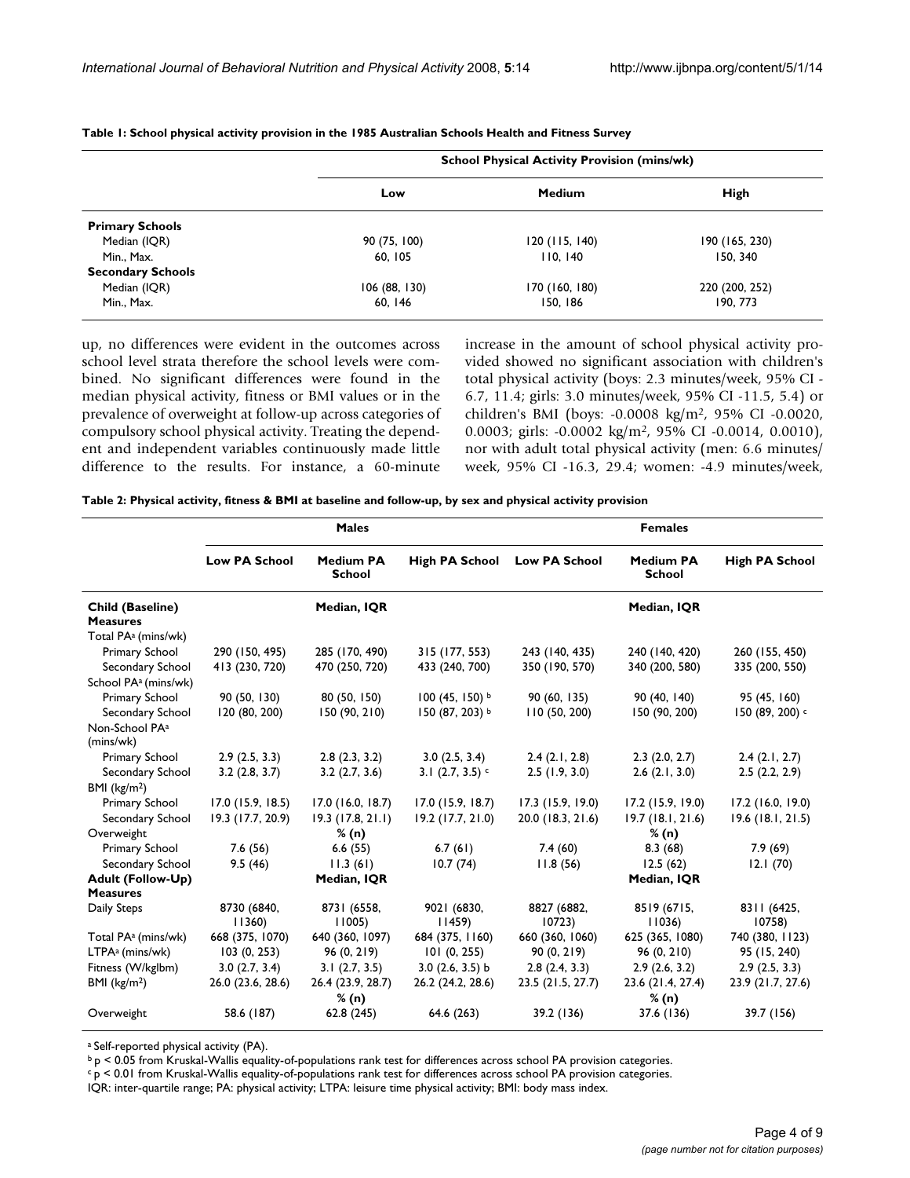**Table 1: School physical activity provision in the 1985 Australian Schools Health and Fitness Survey**

| | School Physical Activity Provision (mins/wk) | | |
|---|---|---|---|
| | **Low** | **Medium** | **High** |
| **Primary Schools** | | | |
| Median (IQR) | 90 (75, 100) | 120 (115, 140) | 190 (165, 230) |
| Min., Max. | 60, 105 | 110, 140 | 150, 340 |
| **Secondary Schools** | | | |
| Median (IQR) | 106 (88, 130) | 170 (160, 180) | 220 (200, 252) |
| Min., Max. | 60, 146 | 150, 186 | 190, 773 |

up, no differences were evident in the outcomes across school level strata therefore the school levels were combined. No significant differences were found in the median physical activity, fitness or BMI values or in the prevalence of overweight at follow-up across categories of compulsory school physical activity. Treating the dependent and independent variables continuously made little difference to the results. For instance, a 60-minute increase in the amount of school physical activity provided showed no significant association with children's total physical activity (boys: 2.3 minutes/week, 95% CI -6.7, 11.4; girls: 3.0 minutes/week, 95% CI -11.5, 5.4) or children's BMI (boys: -0.0008 kg/m$^2$, 95% CI -0.0020, 0.0003; girls: -0.0002 kg/m$^2$, 95% CI -0.0014, 0.0010), nor with adult total physical activity (men: 6.6 minutes/week, 95% CI -16.3, 29.4; women: -4.9 minutes/week,

**Table 2: Physical activity, fitness & BMI at baseline and follow-up, by sex and physical activity provision**

| | Males | | | Females | | |
|---|---|---|---|---|---|---|
| | **Low PA School** | **Medium PA School** | **High PA School** | **Low PA School** | **Medium PA School** | **High PA School** |
| **Child (Baseline) Measures** | | Median, IQR | | | Median, IQR | |
| Total PA[a] (mins/wk) | | | | | | |
| Primary School | 290 (150, 495) | 285 (170, 490) | 315 (177, 553) | 243 (140, 435) | 240 (140, 420) | 260 (155, 450) |
| Secondary School | 413 (230, 720) | 470 (250, 720) | 433 (240, 700) | 350 (190, 570) | 340 (200, 580) | 335 (200, 550) |
| School PA[a] (mins/wk) | | | | | | |
| Primary School | 90 (50, 130) | 80 (50, 150) | 100 (45, 150) [b] | 90 (60, 135) | 90 (40, 140) | 95 (45, 160) |
| Secondary School | 120 (80, 200) | 150 (90, 210) | 150 (87, 203) [b] | 110 (50, 200) | 150 (90, 200) | 150 (89, 200) [c] |
| Non-School PA[a] (mins/wk) | | | | | | |
| Primary School | 2.9 (2.5, 3.3) | 2.8 (2.3, 3.2) | 3.0 (2.5, 3.4) | 2.4 (2.1, 2.8) | 2.3 (2.0, 2.7) | 2.4 (2.1, 2.7) |
| Secondary School | 3.2 (2.8, 3.7) | 3.2 (2.7, 3.6) | 3.1 (2.7, 3.5) [c] | 2.5 (1.9, 3.0) | 2.6 (2.1, 3.0) | 2.5 (2.2, 2.9) |
| BMI (kg/m$^2$) | | | | | | |
| Primary School | 17.0 (15.9, 18.5) | 17.0 (16.0, 18.7) | 17.0 (15.9, 18.7) | 17.3 (15.9, 19.0) | 17.2 (15.9, 19.0) | 17.2 (16.0, 19.0) |
| Secondary School | 19.3 (17.7, 20.9) | 19.3 (17.8, 21.1) | 19.2 (17.7, 21.0) | 20.0 (18.3, 21.6) | 19.7 (18.1, 21.6) | 19.6 (18.1, 21.5) |
| Overweight | | % (n) | | | % (n) | |
| Primary School | 7.6 (56) | 6.6 (55) | 6.7 (61) | 7.4 (60) | 8.3 (68) | 7.9 (69) |
| Secondary School | 9.5 (46) | 11.3 (61) | 10.7 (74) | 11.8 (56) | 12.5 (62) | 12.1 (70) |
| **Adult (Follow-Up) Measures** | | Median, IQR | | | Median, IQR | |
| Daily Steps | 8730 (6840, 11360) | 8731 (6558, 11005) | 9021 (6830, 11459) | 8827 (6882, 10723) | 8519 (6715, 11036) | 8311 (6425, 10758) |
| Total PA[a] (mins/wk) | 668 (375, 1070) | 640 (360, 1097) | 684 (375, 1160) | 660 (360, 1060) | 625 (365, 1080) | 740 (380, 1123) |
| LTPA[a] (mins/wk) | 103 (0, 253) | 96 (0, 219) | 101 (0, 255) | 90 (0, 219) | 96 (0, 210) | 95 (15, 240) |
| Fitness (W/kglbm) | 3.0 (2.7, 3.4) | 3.1 (2.7, 3.5) | 3.0 (2.6, 3.5) b | 2.8 (2.4, 3.3) | 2.9 (2.6, 3.2) | 2.9 (2.5, 3.3) |
| BMI (kg/m$^2$) | 26.0 (23.6, 28.6) | 26.4 (23.9, 28.7) | 26.2 (24.2, 28.6) | 23.5 (21.5, 27.7) | 23.6 (21.4, 27.4) | 23.9 (21.7, 27.6) |
| | | % (n) | | | % (n) | |
| Overweight | 58.6 (187) | 62.8 (245) | 64.6 (263) | 39.2 (136) | 37.6 (136) | 39.7 (156) |

[a] Self-reported physical activity (PA).
[b] $p < 0.05$ from Kruskal-Wallis equality-of-populations rank test for differences across school PA provision categories.
[c] $p < 0.01$ from Kruskal-Wallis equality-of-populations rank test for differences across school PA provision categories.
IQR: inter-quartile range; PA: physical activity; LTPA: leisure time physical activity; BMI: body mass index.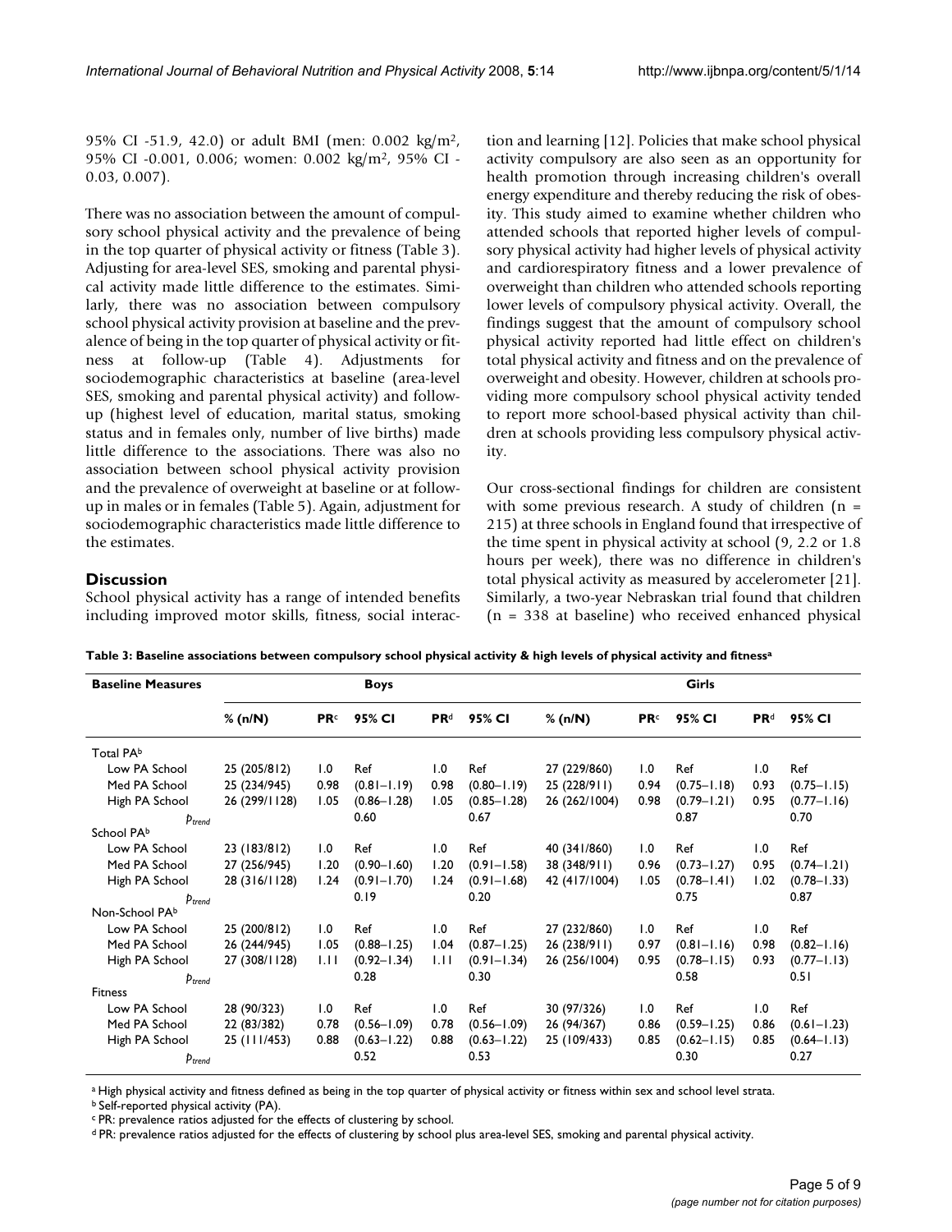95% CI -51.9, 42.0) or adult BMI (men: 0.002 kg/m$^2$, 95% CI -0.001, 0.006; women: 0.002 kg/m$^2$, 95% CI -0.03, 0.007).

There was no association between the amount of compulsory school physical activity and the prevalence of being in the top quarter of physical activity or fitness (Table 3). Adjusting for area-level SES, smoking and parental physical activity made little difference to the estimates. Similarly, there was no association between compulsory school physical activity provision at baseline and the prevalence of being in the top quarter of physical activity or fitness at follow-up (Table 4). Adjustments for sociodemographic characteristics at baseline (area-level SES, smoking and parental physical activity) and follow-up (highest level of education, marital status, smoking status and in females only, number of live births) made little difference to the associations. There was also no association between school physical activity provision and the prevalence of overweight at baseline or at follow-up in males or in females (Table 5). Again, adjustment for sociodemographic characteristics made little difference to the estimates.

## Discussion

School physical activity has a range of intended benefits including improved motor skills, fitness, social interaction and learning [12]. Policies that make school physical activity compulsory are also seen as an opportunity for health promotion through increasing children's overall energy expenditure and thereby reducing the risk of obesity. This study aimed to examine whether children who attended schools that reported higher levels of compulsory physical activity had higher levels of physical activity and cardiorespiratory fitness and a lower prevalence of overweight than children who attended schools reporting lower levels of compulsory physical activity. Overall, the findings suggest that the amount of compulsory school physical activity reported had little effect on children's total physical activity and fitness and on the prevalence of overweight and obesity. However, children at schools providing more compulsory school physical activity tended to report more school-based physical activity than children at schools providing less compulsory physical activity.

Our cross-sectional findings for children are consistent with some previous research. A study of children (n = 215) at three schools in England found that irrespective of the time spent in physical activity at school (9, 2.2 or 1.8 hours per week), there was no difference in children's total physical activity as measured by accelerometer [21]. Similarly, a two-year Nebraskan trial found that children (n = 338 at baseline) who received enhanced physical

**Table 3: Baseline associations between compulsory school physical activity & high levels of physical activity and fitness[a]**

| Baseline Measures | Boys | | | | | Girls | | | | |
|---|---|---|---|---|---|---|---|---|---|---|
| | % (n/N) | PR[c] | 95% CI | PR[d] | 95% CI | % (n/N) | PR[c] | 95% CI | PR[d] | 95% CI |
| Total PA[b] | | | | | | | | | | |
| Low PA School | 25 (205/812) | 1.0 | Ref | 1.0 | Ref | 27 (229/860) | 1.0 | Ref | 1.0 | Ref |
| Med PA School | 25 (234/945) | 0.98 | (0.81–1.19) | 0.98 | (0.80–1.19) | 25 (228/911) | 0.94 | (0.75–1.18) | 0.93 | (0.75–1.15) |
| High PA School | 26 (299/1128) | 1.05 | (0.86–1.28) | 1.05 | (0.85–1.28) | 26 (262/1004) | 0.98 | (0.79–1.21) | 0.95 | (0.77–1.16) |
| $p_{trend}$ | | | 0.60 | | 0.67 | | | 0.87 | | 0.70 |
| School PA[b] | | | | | | | | | | |
| Low PA School | 23 (183/812) | 1.0 | Ref | 1.0 | Ref | 40 (341/860) | 1.0 | Ref | 1.0 | Ref |
| Med PA School | 27 (256/945) | 1.20 | (0.90–1.60) | 1.20 | (0.91–1.58) | 38 (348/911) | 0.96 | (0.73–1.27) | 0.95 | (0.74–1.21) |
| High PA School | 28 (316/1128) | 1.24 | (0.91–1.70) | 1.24 | (0.91–1.68) | 42 (417/1004) | 1.05 | (0.78–1.41) | 1.02 | (0.78–1.33) |
| $p_{trend}$ | | | 0.19 | | 0.20 | | | 0.75 | | 0.87 |
| Non-School PA[b] | | | | | | | | | | |
| Low PA School | 25 (200/812) | 1.0 | Ref | 1.0 | Ref | 27 (232/860) | 1.0 | Ref | 1.0 | Ref |
| Med PA School | 26 (244/945) | 1.05 | (0.88–1.25) | 1.04 | (0.87–1.25) | 26 (238/911) | 0.97 | (0.81–1.16) | 0.98 | (0.82–1.16) |
| High PA School | 27 (308/1128) | 1.11 | (0.92–1.34) | 1.11 | (0.91–1.34) | 26 (256/1004) | 0.95 | (0.78–1.15) | 0.93 | (0.77–1.13) |
| $p_{trend}$ | | | 0.28 | | 0.30 | | | 0.58 | | 0.51 |
| Fitness | | | | | | | | | | |
| Low PA School | 28 (90/323) | 1.0 | Ref | 1.0 | Ref | 30 (97/326) | 1.0 | Ref | 1.0 | Ref |
| Med PA School | 22 (83/382) | 0.78 | (0.56–1.09) | 0.78 | (0.56–1.09) | 26 (94/367) | 0.86 | (0.59–1.25) | 0.86 | (0.61–1.23) |
| High PA School | 25 (111/453) | 0.88 | (0.63–1.22) | 0.88 | (0.63–1.22) | 25 (109/433) | 0.85 | (0.62–1.15) | 0.85 | (0.64–1.13) |
| $p_{trend}$ | | | 0.52 | | 0.53 | | | 0.30 | | 0.27 |

[a] High physical activity and fitness defined as being in the top quarter of physical activity or fitness within sex and school level strata.
[b] Self-reported physical activity (PA).
[c] PR: prevalence ratios adjusted for the effects of clustering by school.
[d] PR: prevalence ratios adjusted for the effects of clustering by school plus area-level SES, smoking and parental physical activity.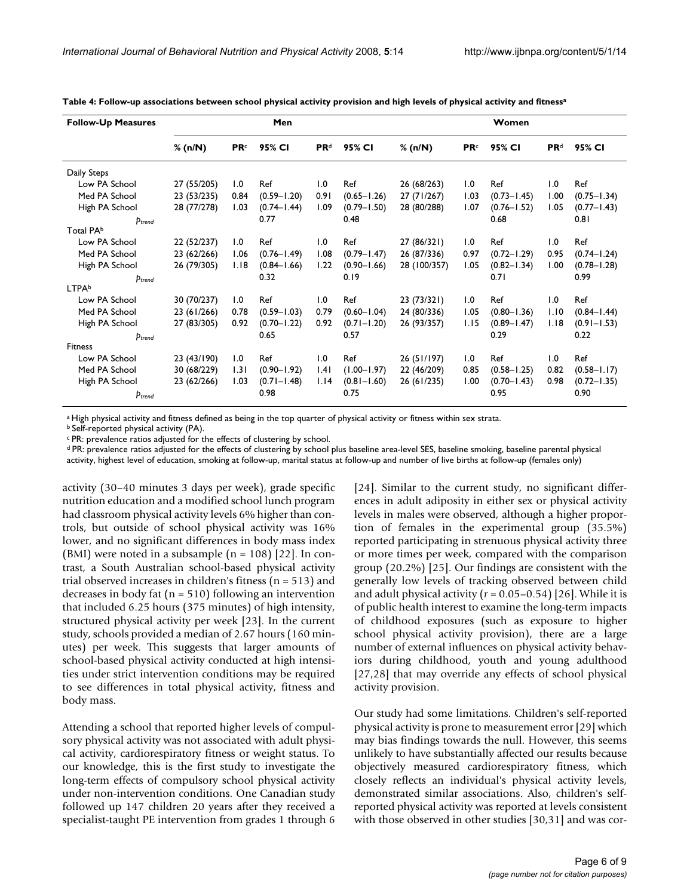**Table 4: Follow-up associations between school physical activity provision and high levels of physical activity and fitness[a]**

| Follow-Up Measures | Men | | | | | Women | | | | |
|---|---|---|---|---|---|---|---|---|---|---|
| | % (n/N) | PR[c] | 95% CI | PR[d] | 95% CI | % (n/N) | PR[c] | 95% CI | PR[d] | 95% CI |
| Daily Steps | | | | | | | | | | |
| Low PA School | 27 (55/205) | 1.0 | Ref | 1.0 | Ref | 26 (68/263) | 1.0 | Ref | 1.0 | Ref |
| Med PA School | 23 (53/235) | 0.84 | (0.59–1.20) | 0.91 | (0.65–1.26) | 27 (71/267) | 1.03 | (0.73–1.45) | 1.00 | (0.75–1.34) |
| High PA School | 28 (77/278) | 1.03 | (0.74–1.44) | 1.09 | (0.79–1.50) | 28 (80/288) | 1.07 | (0.76–1.52) | 1.05 | (0.77–1.43) |
| $p_{trend}$ | | | 0.77 | | 0.48 | | | 0.68 | | 0.81 |
| Total PA[b] | | | | | | | | | | |
| Low PA School | 22 (52/237) | 1.0 | Ref | 1.0 | Ref | 27 (86/321) | 1.0 | Ref | 1.0 | Ref |
| Med PA School | 23 (62/266) | 1.06 | (0.76–1.49) | 1.08 | (0.79–1.47) | 26 (87/336) | 0.97 | (0.72–1.29) | 0.95 | (0.74–1.24) |
| High PA School | 26 (79/305) | 1.18 | (0.84–1.66) | 1.22 | (0.90–1.66) | 28 (100/357) | 1.05 | (0.82–1.34) | 1.00 | (0.78–1.28) |
| $p_{trend}$ | | | 0.32 | | 0.19 | | | 0.71 | | 0.99 |
| LTPA[b] | | | | | | | | | | |
| Low PA School | 30 (70/237) | 1.0 | Ref | 1.0 | Ref | 23 (73/321) | 1.0 | Ref | 1.0 | Ref |
| Med PA School | 23 (61/266) | 0.78 | (0.59–1.03) | 0.79 | (0.60–1.04) | 24 (80/336) | 1.05 | (0.80–1.36) | 1.10 | (0.84–1.44) |
| High PA School | 27 (83/305) | 0.92 | (0.70–1.22) | 0.92 | (0.71–1.20) | 26 (93/357) | 1.15 | (0.89–1.47) | 1.18 | (0.91–1.53) |
| $p_{trend}$ | | | 0.65 | | 0.57 | | | 0.29 | | 0.22 |
| Fitness | | | | | | | | | | |
| Low PA School | 23 (43/190) | 1.0 | Ref | 1.0 | Ref | 26 (51/197) | 1.0 | Ref | 1.0 | Ref |
| Med PA School | 30 (68/229) | 1.31 | (0.90–1.92) | 1.41 | (1.00–1.97) | 22 (46/209) | 0.85 | (0.58–1.25) | 0.82 | (0.58–1.17) |
| High PA School | 23 (62/266) | 1.03 | (0.71–1.48) | 1.14 | (0.81–1.60) | 26 (61/235) | 1.00 | (0.70–1.43) | 0.98 | (0.72–1.35) |
| $p_{trend}$ | | | 0.98 | | 0.75 | | | 0.95 | | 0.90 |

[a] High physical activity and fitness defined as being in the top quarter of physical activity or fitness within sex strata.
[b] Self-reported physical activity (PA).
[c] PR: prevalence ratios adjusted for the effects of clustering by school.
[d] PR: prevalence ratios adjusted for the effects of clustering by school plus baseline area-level SES, baseline smoking, baseline parental physical activity, highest level of education, smoking at follow-up, marital status at follow-up and number of live births at follow-up (females only)

activity (30–40 minutes 3 days per week), grade specific nutrition education and a modified school lunch program had classroom physical activity levels 6% higher than controls, but outside of school physical activity was 16% lower, and no significant differences in body mass index (BMI) were noted in a subsample (n = 108) [22]. In contrast, a South Australian school-based physical activity trial observed increases in children's fitness (n = 513) and decreases in body fat (n = 510) following an intervention that included 6.25 hours (375 minutes) of high intensity, structured physical activity per week [23]. In the current study, schools provided a median of 2.67 hours (160 minutes) per week. This suggests that larger amounts of school-based physical activity conducted at high intensities under strict intervention conditions may be required to see differences in total physical activity, fitness and body mass.

Attending a school that reported higher levels of compulsory physical activity was not associated with adult physical activity, cardiorespiratory fitness or weight status. To our knowledge, this is the first study to investigate the long-term effects of compulsory school physical activity under non-intervention conditions. One Canadian study followed up 147 children 20 years after they received a specialist-taught PE intervention from grades 1 through 6 [24]. Similar to the current study, no significant differences in adult adiposity in either sex or physical activity levels in males were observed, although a higher proportion of females in the experimental group (35.5%) reported participating in strenuous physical activity three or more times per week, compared with the comparison group (20.2%) [25]. Our findings are consistent with the generally low levels of tracking observed between child and adult physical activity ($r = 0.05–0.54$) [26]. While it is of public health interest to examine the long-term impacts of childhood exposures (such as exposure to higher school physical activity provision), there are a large number of external influences on physical activity behaviors during childhood, youth and young adulthood [27,28] that may override any effects of school physical activity provision.

Our study had some limitations. Children's self-reported physical activity is prone to measurement error [29] which may bias findings towards the null. However, this seems unlikely to have substantially affected our results because objectively measured cardiorespiratory fitness, which closely reflects an individual's physical activity levels, demonstrated similar associations. Also, children's self-reported physical activity was reported at levels consistent with those observed in other studies [30,31] and was cor-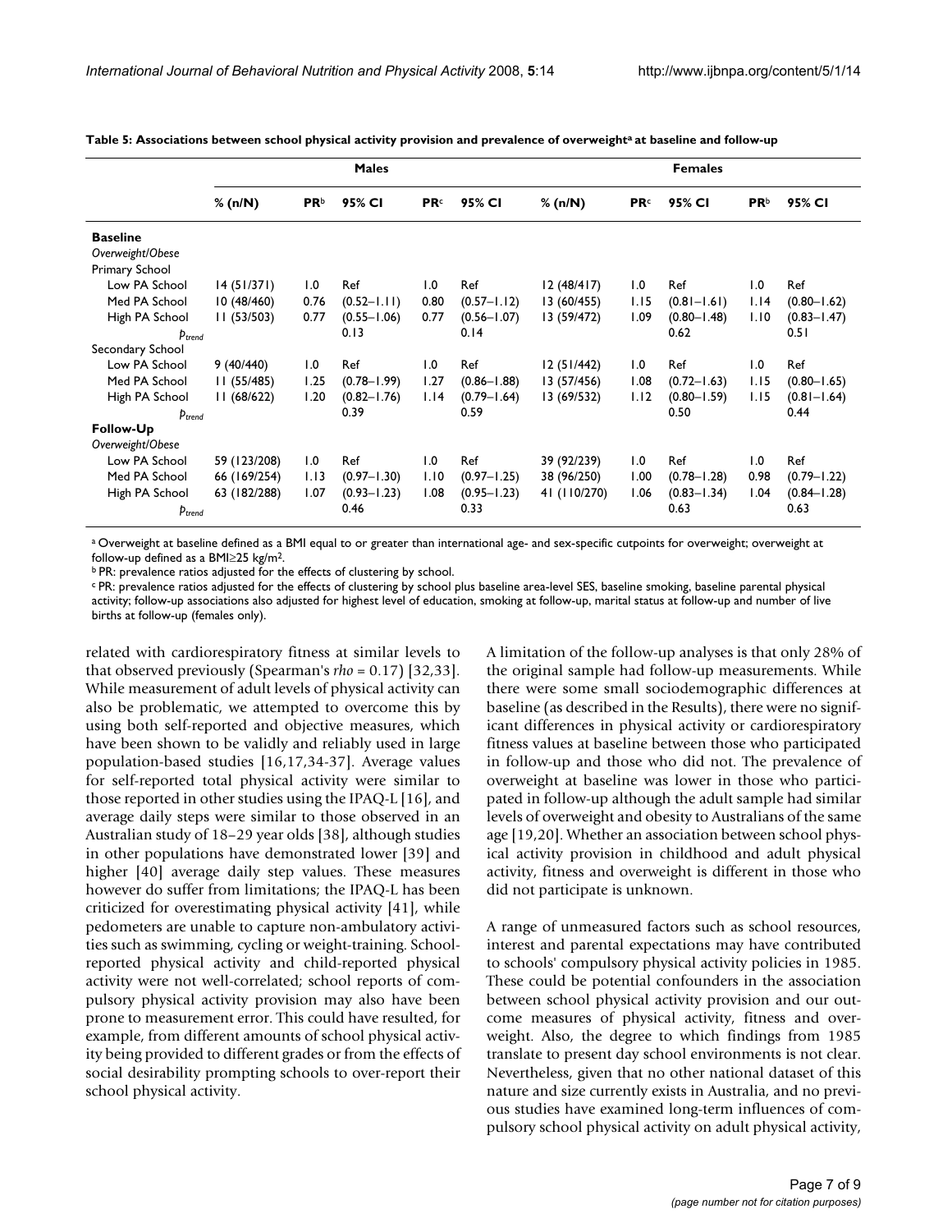**Table 5: Associations between school physical activity provision and prevalence of overweight[a] at baseline and follow-up**

| | Males | | | | | Females | | | | |
|---|---|---|---|---|---|---|---|---|---|---|
| | % (n/N) | PR[b] | 95% CI | PR[c] | 95% CI | % (n/N) | PR[c] | 95% CI | PR[b] | 95% CI |
| **Baseline** | | | | | | | | | | |
| *Overweight/Obese* | | | | | | | | | | |
| Primary School | | | | | | | | | | |
| Low PA School | 14 (51/371) | 1.0 | Ref | 1.0 | Ref | 12 (48/417) | 1.0 | Ref | 1.0 | Ref |
| Med PA School | 10 (48/460) | 0.76 | (0.52–1.11) | 0.80 | (0.57–1.12) | 13 (60/455) | 1.15 | (0.81–1.61) | 1.14 | (0.80–1.62) |
| High PA School | 11 (53/503) | 0.77 | (0.55–1.06) | 0.77 | (0.56–1.07) | 13 (59/472) | 1.09 | (0.80–1.48) | 1.10 | (0.83–1.47) |
| $p_{trend}$ | | | 0.13 | | 0.14 | | | 0.62 | | 0.51 |
| Secondary School | | | | | | | | | | |
| Low PA School | 9 (40/440) | 1.0 | Ref | 1.0 | Ref | 12 (51/442) | 1.0 | Ref | 1.0 | Ref |
| Med PA School | 11 (55/485) | 1.25 | (0.78–1.99) | 1.27 | (0.86–1.88) | 13 (57/456) | 1.08 | (0.72–1.63) | 1.15 | (0.80–1.65) |
| High PA School | 11 (68/622) | 1.20 | (0.82–1.76) | 1.14 | (0.79–1.64) | 13 (69/532) | 1.12 | (0.80–1.59) | 1.15 | (0.81–1.64) |
| $p_{trend}$ | | | 0.39 | | 0.59 | | | 0.50 | | 0.44 |
| **Follow-Up** | | | | | | | | | | |
| *Overweight/Obese* | | | | | | | | | | |
| Low PA School | 59 (123/208) | 1.0 | Ref | 1.0 | Ref | 39 (92/239) | 1.0 | Ref | 1.0 | Ref |
| Med PA School | 66 (169/254) | 1.13 | (0.97–1.30) | 1.10 | (0.97–1.25) | 38 (96/250) | 1.00 | (0.78–1.28) | 0.98 | (0.79–1.22) |
| High PA School | 63 (182/288) | 1.07 | (0.93–1.23) | 1.08 | (0.95–1.23) | 41 (110/270) | 1.06 | (0.83–1.34) | 1.04 | (0.84–1.28) |
| $p_{trend}$ | | | 0.46 | | 0.33 | | | 0.63 | | 0.63 |

[a] Overweight at baseline defined as a BMI equal to or greater than international age- and sex-specific cutpoints for overweight; overweight at follow-up defined as a BMI≥25 kg/m².
[b] PR: prevalence ratios adjusted for the effects of clustering by school.
[c] PR: prevalence ratios adjusted for the effects of clustering by school plus baseline area-level SES, baseline smoking, baseline parental physical activity; follow-up associations also adjusted for highest level of education, smoking at follow-up, marital status at follow-up and number of live births at follow-up (females only).

related with cardiorespiratory fitness at similar levels to that observed previously (Spearman's *rho* = 0.17) [32,33]. While measurement of adult levels of physical activity can also be problematic, we attempted to overcome this by using both self-reported and objective measures, which have been shown to be validly and reliably used in large population-based studies [16,17,34-37]. Average values for self-reported total physical activity were similar to those reported in other studies using the IPAQ-L [16], and average daily steps were similar to those observed in an Australian study of 18–29 year olds [38], although studies in other populations have demonstrated lower [39] and higher [40] average daily step values. These measures however do suffer from limitations; the IPAQ-L has been criticized for overestimating physical activity [41], while pedometers are unable to capture non-ambulatory activities such as swimming, cycling or weight-training. School-reported physical activity and child-reported physical activity were not well-correlated; school reports of compulsory physical activity provision may also have been prone to measurement error. This could have resulted, for example, from different amounts of school physical activity being provided to different grades or from the effects of social desirability prompting schools to over-report their school physical activity.

A limitation of the follow-up analyses is that only 28% of the original sample had follow-up measurements. While there were some small sociodemographic differences at baseline (as described in the Results), there were no significant differences in physical activity or cardiorespiratory fitness values at baseline between those who participated in follow-up and those who did not. The prevalence of overweight at baseline was lower in those who participated in follow-up although the adult sample had similar levels of overweight and obesity to Australians of the same age [19,20]. Whether an association between school physical activity provision in childhood and adult physical activity, fitness and overweight is different in those who did not participate is unknown.

A range of unmeasured factors such as school resources, interest and parental expectations may have contributed to schools' compulsory physical activity policies in 1985. These could be potential confounders in the association between school physical activity provision and our outcome measures of physical activity, fitness and overweight. Also, the degree to which findings from 1985 translate to present day school environments is not clear. Nevertheless, given that no other national dataset of this nature and size currently exists in Australia, and no previous studies have examined long-term influences of compulsory school physical activity on adult physical activity,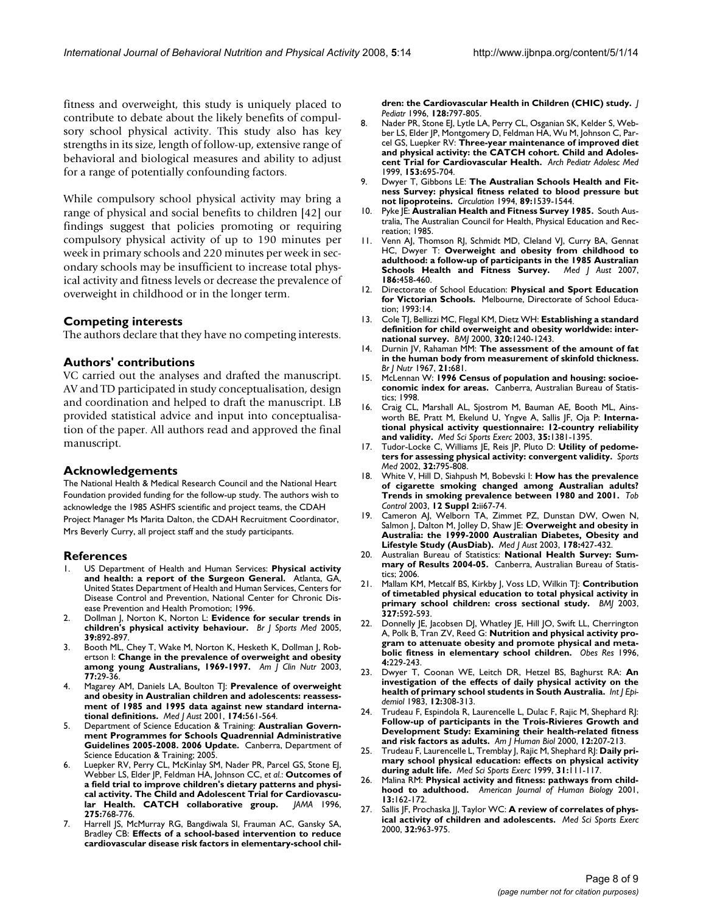fitness and overweight, this study is uniquely placed to contribute to debate about the likely benefits of compulsory school physical activity. This study also has key strengths in its size, length of follow-up, extensive range of behavioral and biological measures and ability to adjust for a range of potentially confounding factors.

While compulsory school physical activity may bring a range of physical and social benefits to children [42] our findings suggest that policies promoting or requiring compulsory physical activity of up to 190 minutes per week in primary schools and 220 minutes per week in secondary schools may be insufficient to increase total physical activity and fitness levels or decrease the prevalence of overweight in childhood or in the longer term.

## Competing interests

The authors declare that they have no competing interests.

## Authors' contributions

VC carried out the analyses and drafted the manuscript. AV and TD participated in study conceptualisation, design and coordination and helped to draft the manuscript. LB provided statistical advice and input into conceptualisation of the paper. All authors read and approved the final manuscript.

## Acknowledgements

The National Health & Medical Research Council and the National Heart Foundation provided funding for the follow-up study. The authors wish to acknowledge the 1985 ASHFS scientific and project teams, the CDAH Project Manager Ms Marita Dalton, the CDAH Recruitment Coordinator, Mrs Beverly Curry, all project staff and the study participants.

## References

1. US Department of Health and Human Services: **Physical activity and health: a report of the Surgeon General.** Atlanta, GA, United States Department of Health and Human Services, Centers for Disease Control and Prevention, National Center for Chronic Disease Prevention and Health Promotion; 1996.
2. Dollman J, Norton K, Norton L: **Evidence for secular trends in children's physical activity behaviour.** *Br J Sports Med* 2005, **39:**892-897.
3. Booth ML, Chey T, Wake M, Norton K, Hesketh K, Dollman J, Robertson I: **Change in the prevalence of overweight and obesity among young Australians, 1969-1997.** *Am J Clin Nutr* 2003, **77:**29-36.
4. Magarey AM, Daniels LA, Boulton TJ: **Prevalence of overweight and obesity in Australian children and adolescents: reassessment of 1985 and 1995 data against new standard international definitions.** *Med J Aust* 2001, **174:**561-564.
5. Department of Science Education & Training: **Australian Government Programmes for Schools Quadrennial Administrative Guidelines 2005-2008. 2006 Update.** Canberra, Department of Science Education & Training; 2005.
6. Luepker RV, Perry CL, McKinlay SM, Nader PR, Parcel GS, Stone EJ, Webber LS, Elder JP, Feldman HA, Johnson CC, *et al.*: **Outcomes of a field trial to improve children's dietary patterns and physical activity. The Child and Adolescent Trial for Cardiovascular Health. CATCH collaborative group.** *JAMA* 1996, **275:**768-776.
7. Harrell JS, McMurray RG, Bangdiwala SI, Frauman AC, Gansky SA, Bradley CB: **Effects of a school-based intervention to reduce cardiovascular disease risk factors in elementary-school children: the Cardiovascular Health in Children (CHIC) study.** *J Pediatr* 1996, **128:**797-805.
8. Nader PR, Stone EJ, Lytle LA, Perry CL, Osganian SK, Kelder S, Webber LS, Elder JP, Montgomery D, Feldman HA, Wu M, Johnson C, Parcel GS, Luepker RV: **Three-year maintenance of improved diet and physical activity: the CATCH cohort. Child and Adolescent Trial for Cardiovascular Health.** *Arch Pediatr Adolesc Med* 1999, **153:**695-704.
9. Dwyer T, Gibbons LE: **The Australian Schools Health and Fitness Survey: physical fitness related to blood pressure but not lipoproteins.** *Circulation* 1994, **89:**1539-1544.
10. Pyke JE: **Australian Health and Fitness Survey 1985.** South Australia, The Australian Council for Health, Physical Education and Recreation; 1985.
11. Venn AJ, Thomson RJ, Schmidt MD, Cleland VJ, Curry BA, Gennat HC, Dwyer T: **Overweight and obesity from childhood to adulthood: a follow-up of participants in the 1985 Australian Schools Health and Fitness Survey.** *Med J Aust* 2007, **186:**458-460.
12. Directorate of School Education: **Physical and Sport Education for Victorian Schools.** Melbourne, Directorate of School Education; 1993:14.
13. Cole TJ, Bellizzi MC, Flegal KM, Dietz WH: **Establishing a standard definition for child overweight and obesity worldwide: international survey.** *BMJ* 2000, **320:**1240-1243.
14. Durnin JV, Rahaman MM: **The assessment of the amount of fat in the human body from measurement of skinfold thickness.** *Br J Nutr* 1967, **21:**681.
15. McLennan W: **1996 Census of population and housing: socioeconomic index for areas.** Canberra, Australian Bureau of Statistics; 1998.
16. Craig CL, Marshall AL, Sjostrom M, Bauman AE, Booth ML, Ainsworth BE, Pratt M, Ekelund U, Yngve A, Sallis JF, Oja P: **International physical activity questionnaire: 12-country reliability and validity.** *Med Sci Sports Exerc* 2003, **35:**1381-1395.
17. Tudor-Locke C, Williams JE, Reis JP, Pluto D: **Utility of pedometers for assessing physical activity: convergent validity.** *Sports Med* 2002, **32:**795-808.
18. White V, Hill D, Siahpush M, Bobevski I: **How has the prevalence of cigarette smoking changed among Australian adults? Trends in smoking prevalence between 1980 and 2001.** *Tob Control* 2003, **12 Suppl 2:**ii67-74.
19. Cameron AJ, Welborn TA, Zimmet PZ, Dunstan DW, Owen N, Salmon J, Dalton M, Jolley D, Shaw JE: **Overweight and obesity in Australia: the 1999-2000 Australian Diabetes, Obesity and Lifestyle Study (AusDiab).** *Med J Aust* 2003, **178:**427-432.
20. Australian Bureau of Statistics: **National Health Survey: Summary of Results 2004-05.** Canberra, Australian Bureau of Statistics; 2006.
21. Mallam KM, Metcalf BS, Kirkby J, Voss LD, Wilkin TJ: **Contribution of timetabled physical education to total physical activity in primary school children: cross sectional study.** *BMJ* 2003, **327:**592-593.
22. Donnelly JE, Jacobsen DJ, Whatley JE, Hill JO, Swift LL, Cherrington A, Polk B, Tran ZV, Reed G: **Nutrition and physical activity program to attenuate obesity and promote physical and metabolic fitness in elementary school children.** *Obes Res* 1996, **4:**229-243.
23. Dwyer T, Coonan WE, Leitch DR, Hetzel BS, Baghurst RA: **An investigation of the effects of daily physical activity on the health of primary school students in South Australia.** *Int J Epidemiol* 1983, **12:**308-313.
24. Trudeau F, Espindola R, Laurencelle L, Dulac F, Rajic M, Shephard RJ: **Follow-up of participants in the Trois-Rivieres Growth and Development Study: Examining their health-related fitness and risk factors as adults.** *Am J Human Biol* 2000, **12:**207-213.
25. Trudeau F, Laurencelle L, Tremblay J, Rajic M, Shephard RJ: **Daily primary school physical education: effects on physical activity during adult life.** *Med Sci Sports Exerc* 1999, **31:**111-117.
26. Malina RM: **Physical activity and fitness: pathways from childhood to adulthood.** *American Journal of Human Biology* 2001, **13:**162-172.
27. Sallis JF, Prochaska JJ, Taylor WC: **A review of correlates of physical activity of children and adolescents.** *Med Sci Sports Exerc* 2000, **32:**963-975.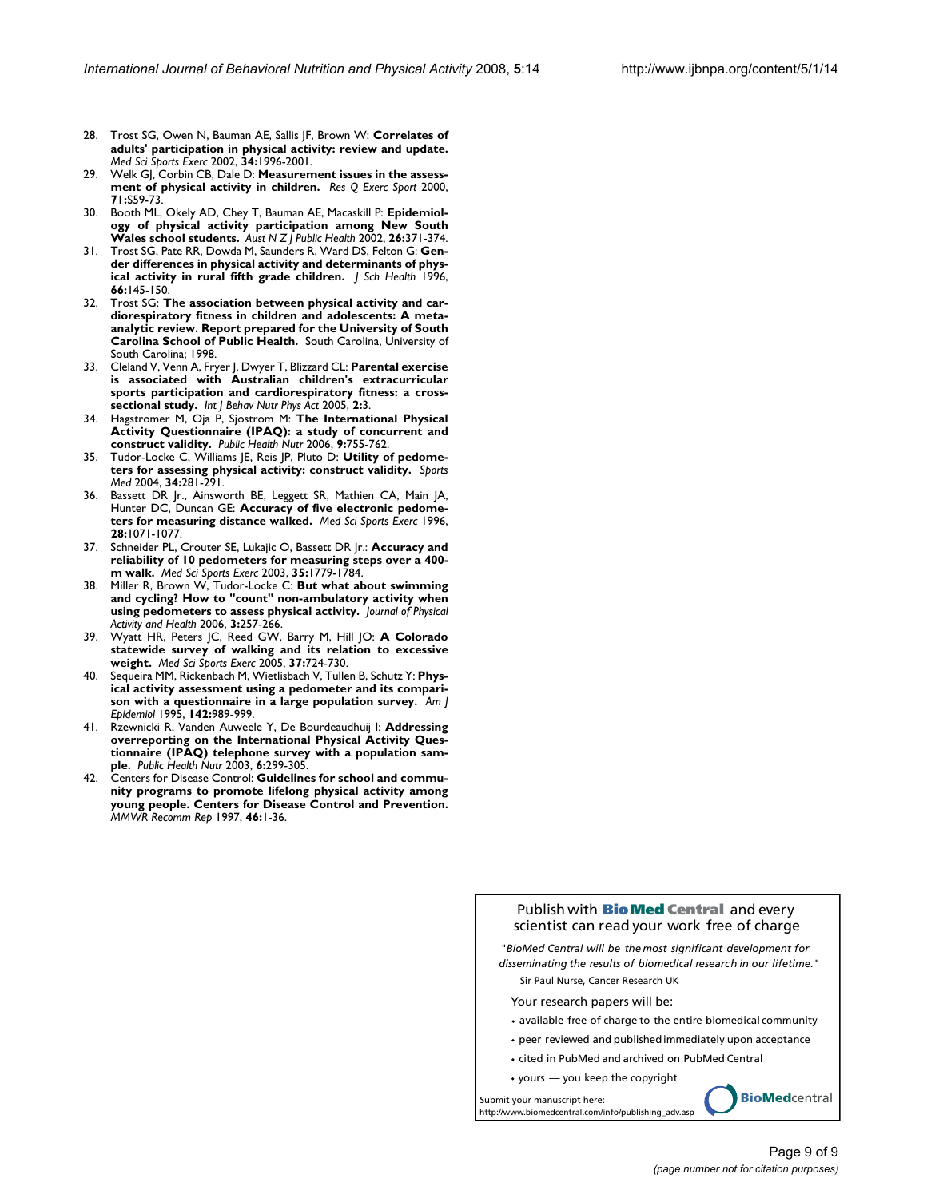28. Trost SG, Owen N, Bauman AE, Sallis JF, Brown W: **Correlates of adults' participation in physical activity: review and update.** *Med Sci Sports Exerc* 2002, **34:**1996-2001.
29. Welk GJ, Corbin CB, Dale D: **Measurement issues in the assessment of physical activity in children.** *Res Q Exerc Sport* 2000, **71:**S59-73.
30. Booth ML, Okely AD, Chey T, Bauman AE, Macaskill P: **Epidemiology of physical activity participation among New South Wales school students.** *Aust N Z J Public Health* 2002, **26:**371-374.
31. Trost SG, Pate RR, Dowda M, Saunders R, Ward DS, Felton G: **Gender differences in physical activity and determinants of physical activity in rural fifth grade children.** *J Sch Health* 1996, **66:**145-150.
32. Trost SG: **The association between physical activity and cardiorespiratory fitness in children and adolescents: A meta-analytic review. Report prepared for the University of South Carolina School of Public Health.** South Carolina, University of South Carolina; 1998.
33. Cleland V, Venn A, Fryer J, Dwyer T, Blizzard CL: **Parental exercise is associated with Australian children's extracurricular sports participation and cardiorespiratory fitness: a cross-sectional study.** *Int J Behav Nutr Phys Act* 2005, **2:**3.
34. Hagstromer M, Oja P, Sjostrom M: **The International Physical Activity Questionnaire (IPAQ): a study of concurrent and construct validity.** *Public Health Nutr* 2006, **9:**755-762.
35. Tudor-Locke C, Williams JE, Reis JP, Pluto D: **Utility of pedometers for assessing physical activity: construct validity.** *Sports Med* 2004, **34:**281-291.
36. Bassett DR Jr., Ainsworth BE, Leggett SR, Mathien CA, Main JA, Hunter DC, Duncan GE: **Accuracy of five electronic pedometers for measuring distance walked.** *Med Sci Sports Exerc* 1996, **28:**1071-1077.
37. Schneider PL, Crouter SE, Lukajic O, Bassett DR Jr.: **Accuracy and reliability of 10 pedometers for measuring steps over a 400-m walk.** *Med Sci Sports Exerc* 2003, **35:**1779-1784.
38. Miller R, Brown W, Tudor-Locke C: **But what about swimming and cycling? How to "count" non-ambulatory activity when using pedometers to assess physical activity.** *Journal of Physical Activity and Health* 2006, **3:**257-266.
39. Wyatt HR, Peters JC, Reed GW, Barry M, Hill JO: **A Colorado statewide survey of walking and its relation to excessive weight.** *Med Sci Sports Exerc* 2005, **37:**724-730.
40. Sequeira MM, Rickenbach M, Wietlisbach V, Tullen B, Schutz Y: **Physical activity assessment using a pedometer and its comparison with a questionnaire in a large population survey.** *Am J Epidemiol* 1995, **142:**989-999.
41. Rzewnicki R, Vanden Auweele Y, De Bourdeaudhuij I: **Addressing overreporting on the International Physical Activity Questionnaire (IPAQ) telephone survey with a population sample.** *Public Health Nutr* 2003, **6:**299-305.
42. Centers for Disease Control: **Guidelines for school and community programs to promote lifelong physical activity among young people. Centers for Disease Control and Prevention.** *MMWR Recomm Rep* 1997, **46:**1-36.

Publish with **BioMed Central** and every scientist can read your work free of charge

*"BioMed Central will be the most significant development for disseminating the results of biomedical research in our lifetime."*
Sir Paul Nurse, Cancer Research UK

Your research papers will be:

- available free of charge to the entire biomedical community
- peer reviewed and published immediately upon acceptance
- cited in PubMed and archived on PubMed Central
- yours — you keep the copyright

Submit your manuscript here:
http://www.biomedcentral.com/info/publishing_adv.asp

**BioMed**central